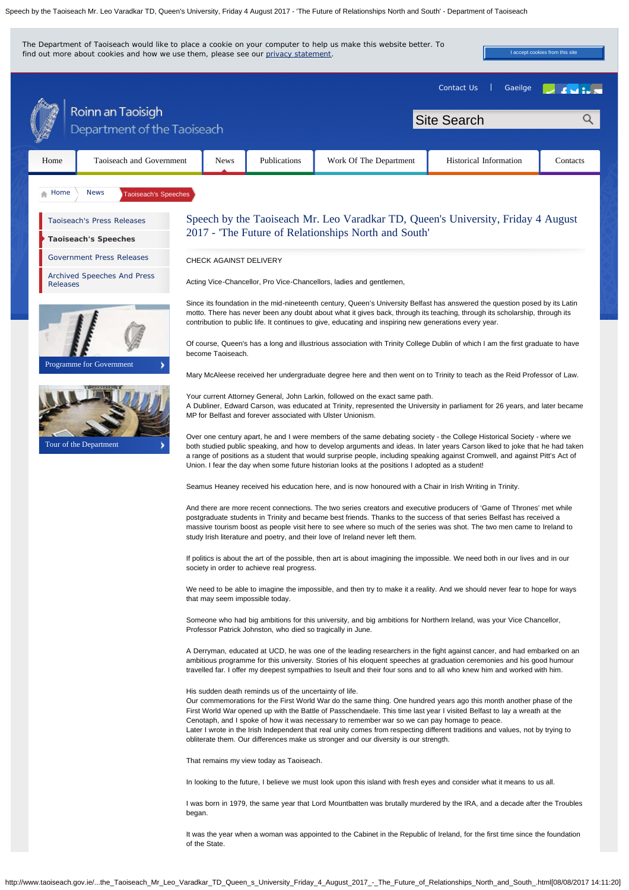# Speech by the Taoiseach Mr. Leo Varadkar TD, Queen's University, Friday 4 August 2017 - 'The Future of Relationships North and South'

CHECK AGAINST DELIVERY

Acting Vice-Chancellor, Pro Vice-Chancellors, ladies and gentlemen,

Since its foundation in the mid-nineteenth century, Queen's University Belfast has answered the question posed by its Latin motto. There has never been any doubt about what it gives back, through its teaching, through its scholarship, through its contribution to public life. It continues to give, educating and inspiring new generations every year.

Of course, Queen's has a long and illustrious association with Trinity College Dublin of which I am the first graduate to have become Taoiseach.

Mary McAleese received her undergraduate degree here and then went on to Trinity to teach as the Reid Professor of Law.

Your current Attorney General, John Larkin, followed on the exact same path.
A Dubliner, Edward Carson, was educated at Trinity, represented the University in parliament for 26 years, and later became MP for Belfast and forever associated with Ulster Unionism.

Over one century apart, he and I were members of the same debating society - the College Historical Society - where we both studied public speaking, and how to develop arguments and ideas. In later years Carson liked to joke that he had taken a range of positions as a student that would surprise people, including speaking against Cromwell, and against Pitt's Act of Union. I fear the day when some future historian looks at the positions I adopted as a student!

Seamus Heaney received his education here, and is now honoured with a Chair in Irish Writing in Trinity.

And there are more recent connections. The two series creators and executive producers of 'Game of Thrones' met while postgraduate students in Trinity and became best friends. Thanks to the success of that series Belfast has received a massive tourism boost as people visit here to see where so much of the series was shot. The two men came to Ireland to study Irish literature and poetry, and their love of Ireland never left them.

If politics is about the art of the possible, then art is about imagining the impossible. We need both in our lives and in our society in order to achieve real progress.

We need to be able to imagine the impossible, and then try to make it a reality. And we should never fear to hope for ways that may seem impossible today.

Someone who had big ambitions for this university, and big ambitions for Northern Ireland, was your Vice Chancellor, Professor Patrick Johnston, who died so tragically in June.

A Derryman, educated at UCD, he was one of the leading researchers in the fight against cancer, and had embarked on an ambitious programme for this university. Stories of his eloquent speeches at graduation ceremonies and his good humour travelled far. I offer my deepest sympathies to Iseult and their four sons and to all who knew him and worked with him.

His sudden death reminds us of the uncertainty of life.
Our commemorations for the First World War do the same thing. One hundred years ago this month another phase of the First World War opened up with the Battle of Passchendaele. This time last year I visited Belfast to lay a wreath at the Cenotaph, and I spoke of how it was necessary to remember war so we can pay homage to peace.
Later I wrote in the Irish Independent that real unity comes from respecting different traditions and values, not by trying to obliterate them. Our differences make us stronger and our diversity is our strength.

That remains my view today as Taoiseach.

In looking to the future, I believe we must look upon this island with fresh eyes and consider what it means to us all.

I was born in 1979, the same year that Lord Mountbatten was brutally murdered by the IRA, and a decade after the Troubles began.

It was the year when a woman was appointed to the Cabinet in the Republic of Ireland, for the first time since the foundation of the State.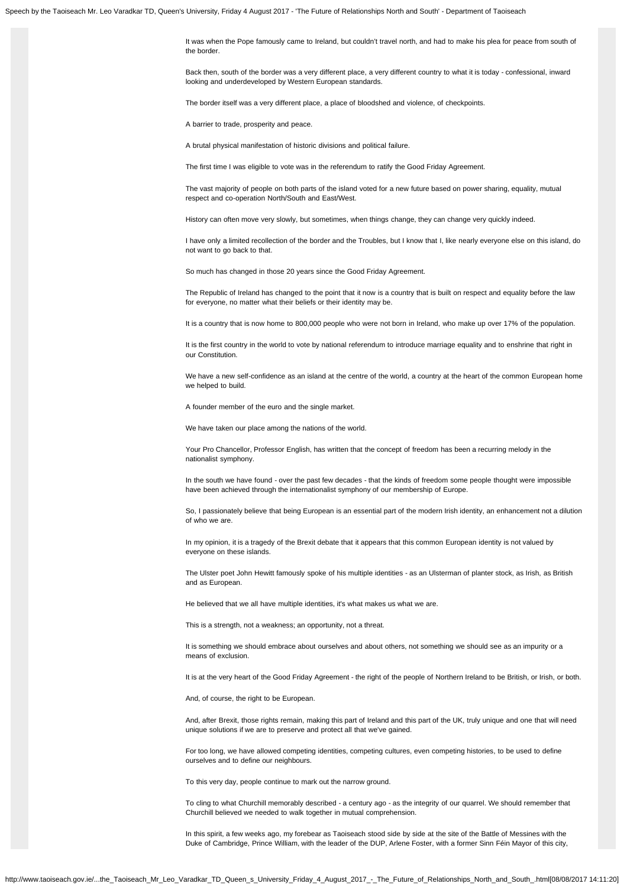It was when the Pope famously came to Ireland, but couldn't travel north, and had to make his plea for peace from south of the border.

Back then, south of the border was a very different place, a very different country to what it is today - confessional, inward looking and underdeveloped by Western European standards.

The border itself was a very different place, a place of bloodshed and violence, of checkpoints.

A barrier to trade, prosperity and peace.

A brutal physical manifestation of historic divisions and political failure.

The first time I was eligible to vote was in the referendum to ratify the Good Friday Agreement.

The vast majority of people on both parts of the island voted for a new future based on power sharing, equality, mutual respect and co-operation North/South and East/West.

History can often move very slowly, but sometimes, when things change, they can change very quickly indeed.

I have only a limited recollection of the border and the Troubles, but I know that I, like nearly everyone else on this island, do not want to go back to that.

So much has changed in those 20 years since the Good Friday Agreement.

The Republic of Ireland has changed to the point that it now is a country that is built on respect and equality before the law for everyone, no matter what their beliefs or their identity may be.

It is a country that is now home to 800,000 people who were not born in Ireland, who make up over 17% of the population.

It is the first country in the world to vote by national referendum to introduce marriage equality and to enshrine that right in our Constitution.

We have a new self-confidence as an island at the centre of the world, a country at the heart of the common European home we helped to build.

A founder member of the euro and the single market.

We have taken our place among the nations of the world.

Your Pro Chancellor, Professor English, has written that the concept of freedom has been a recurring melody in the nationalist symphony.

In the south we have found - over the past few decades - that the kinds of freedom some people thought were impossible have been achieved through the internationalist symphony of our membership of Europe.

So, I passionately believe that being European is an essential part of the modern Irish identity, an enhancement not a dilution of who we are.

In my opinion, it is a tragedy of the Brexit debate that it appears that this common European identity is not valued by everyone on these islands.

The Ulster poet John Hewitt famously spoke of his multiple identities - as an Ulsterman of planter stock, as Irish, as British and as European.

He believed that we all have multiple identities, it's what makes us what we are.

This is a strength, not a weakness; an opportunity, not a threat.

It is something we should embrace about ourselves and about others, not something we should see as an impurity or a means of exclusion.

It is at the very heart of the Good Friday Agreement - the right of the people of Northern Ireland to be British, or Irish, or both.

And, of course, the right to be European.

And, after Brexit, those rights remain, making this part of Ireland and this part of the UK, truly unique and one that will need unique solutions if we are to preserve and protect all that we've gained.

For too long, we have allowed competing identities, competing cultures, even competing histories, to be used to define ourselves and to define our neighbours.

To this very day, people continue to mark out the narrow ground.

To cling to what Churchill memorably described - a century ago - as the integrity of our quarrel. We should remember that Churchill believed we needed to walk together in mutual comprehension.

In this spirit, a few weeks ago, my forebear as Taoiseach stood side by side at the site of the Battle of Messines with the Duke of Cambridge, Prince William, with the leader of the DUP, Arlene Foster, with a former Sinn Féin Mayor of this city,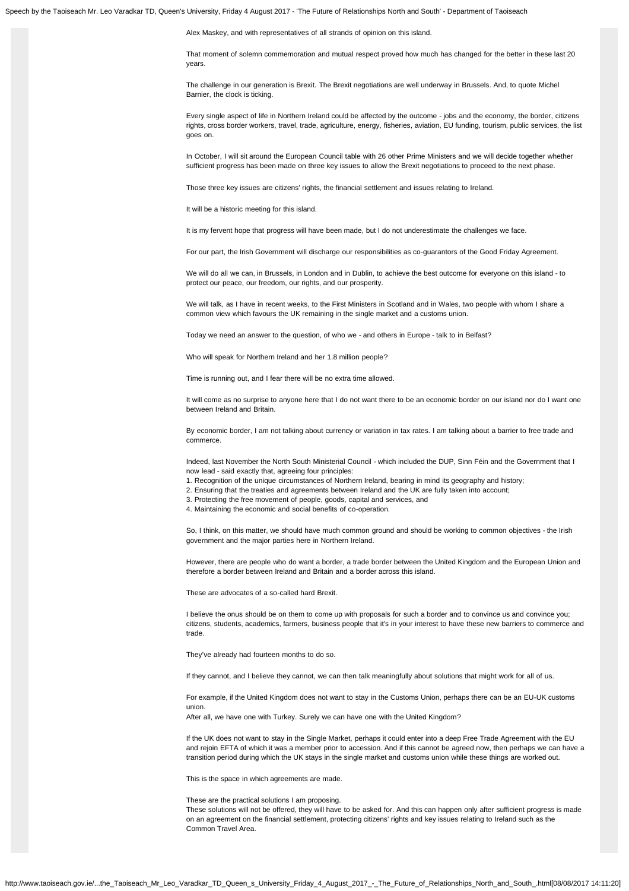Alex Maskey, and with representatives of all strands of opinion on this island.

That moment of solemn commemoration and mutual respect proved how much has changed for the better in these last 20 years.

The challenge in our generation is Brexit. The Brexit negotiations are well underway in Brussels. And, to quote Michel Barnier, the clock is ticking.

Every single aspect of life in Northern Ireland could be affected by the outcome - jobs and the economy, the border, citizens rights, cross border workers, travel, trade, agriculture, energy, fisheries, aviation, EU funding, tourism, public services, the list goes on.

In October, I will sit around the European Council table with 26 other Prime Ministers and we will decide together whether sufficient progress has been made on three key issues to allow the Brexit negotiations to proceed to the next phase.

Those three key issues are citizens' rights, the financial settlement and issues relating to Ireland.

It will be a historic meeting for this island.

It is my fervent hope that progress will have been made, but I do not underestimate the challenges we face.

For our part, the Irish Government will discharge our responsibilities as co-guarantors of the Good Friday Agreement.

We will do all we can, in Brussels, in London and in Dublin, to achieve the best outcome for everyone on this island - to protect our peace, our freedom, our rights, and our prosperity.

We will talk, as I have in recent weeks, to the First Ministers in Scotland and in Wales, two people with whom I share a common view which favours the UK remaining in the single market and a customs union.

Today we need an answer to the question, of who we - and others in Europe - talk to in Belfast?

Who will speak for Northern Ireland and her 1.8 million people?

Time is running out, and I fear there will be no extra time allowed.

It will come as no surprise to anyone here that I do not want there to be an economic border on our island nor do I want one between Ireland and Britain.

By economic border, I am not talking about currency or variation in tax rates. I am talking about a barrier to free trade and commerce.

Indeed, last November the North South Ministerial Council - which included the DUP, Sinn Féin and the Government that I now lead - said exactly that, agreeing four principles:

1. Recognition of the unique circumstances of Northern Ireland, bearing in mind its geography and history;
2. Ensuring that the treaties and agreements between Ireland and the UK are fully taken into account;
3. Protecting the free movement of people, goods, capital and services, and
4. Maintaining the economic and social benefits of co-operation.

So, I think, on this matter, we should have much common ground and should be working to common objectives - the Irish government and the major parties here in Northern Ireland.

However, there are people who do want a border, a trade border between the United Kingdom and the European Union and therefore a border between Ireland and Britain and a border across this island.

These are advocates of a so-called hard Brexit.

I believe the onus should be on them to come up with proposals for such a border and to convince us and convince you; citizens, students, academics, farmers, business people that it's in your interest to have these new barriers to commerce and trade.

They've already had fourteen months to do so.

If they cannot, and I believe they cannot, we can then talk meaningfully about solutions that might work for all of us.

For example, if the United Kingdom does not want to stay in the Customs Union, perhaps there can be an EU-UK customs union.
After all, we have one with Turkey. Surely we can have one with the United Kingdom?

If the UK does not want to stay in the Single Market, perhaps it could enter into a deep Free Trade Agreement with the EU and rejoin EFTA of which it was a member prior to accession. And if this cannot be agreed now, then perhaps we can have a transition period during which the UK stays in the single market and customs union while these things are worked out.

This is the space in which agreements are made.

These are the practical solutions I am proposing.
These solutions will not be offered, they will have to be asked for. And this can happen only after sufficient progress is made on an agreement on the financial settlement, protecting citizens' rights and key issues relating to Ireland such as the Common Travel Area.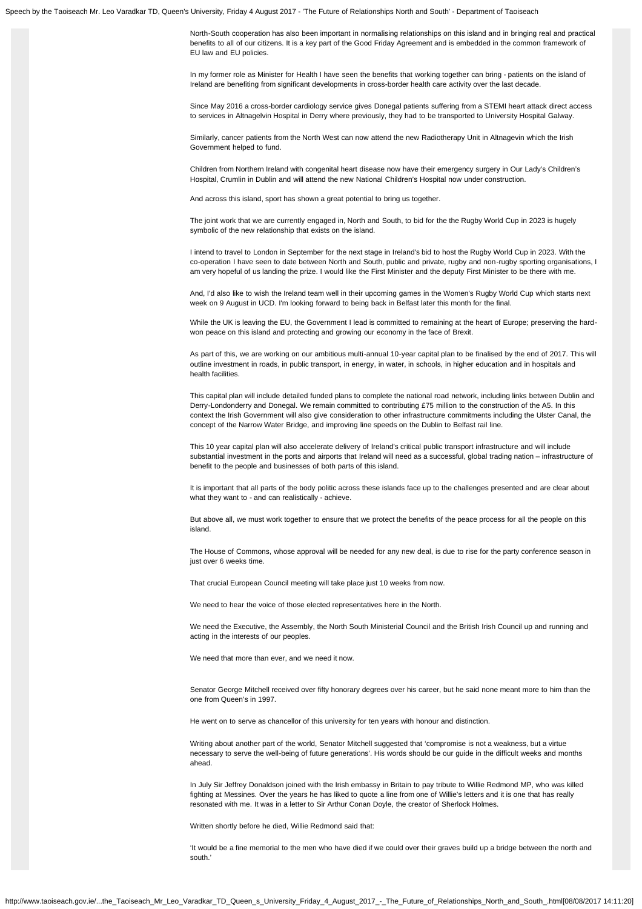North-South cooperation has also been important in normalising relationships on this island and in bringing real and practical benefits to all of our citizens. It is a key part of the Good Friday Agreement and is embedded in the common framework of EU law and EU policies.

In my former role as Minister for Health I have seen the benefits that working together can bring - patients on the island of Ireland are benefiting from significant developments in cross-border health care activity over the last decade.

Since May 2016 a cross-border cardiology service gives Donegal patients suffering from a STEMI heart attack direct access to services in Altnagelvin Hospital in Derry where previously, they had to be transported to University Hospital Galway.

Similarly, cancer patients from the North West can now attend the new Radiotherapy Unit in Altnagevin which the Irish Government helped to fund.

Children from Northern Ireland with congenital heart disease now have their emergency surgery in Our Lady's Children's Hospital, Crumlin in Dublin and will attend the new National Children's Hospital now under construction.

And across this island, sport has shown a great potential to bring us together.

The joint work that we are currently engaged in, North and South, to bid for the the Rugby World Cup in 2023 is hugely symbolic of the new relationship that exists on the island.

I intend to travel to London in September for the next stage in Ireland's bid to host the Rugby World Cup in 2023. With the co-operation I have seen to date between North and South, public and private, rugby and non-rugby sporting organisations, I am very hopeful of us landing the prize. I would like the First Minister and the deputy First Minister to be there with me.

And, I'd also like to wish the Ireland team well in their upcoming games in the Women's Rugby World Cup which starts next week on 9 August in UCD. I'm looking forward to being back in Belfast later this month for the final.

While the UK is leaving the EU, the Government I lead is committed to remaining at the heart of Europe; preserving the hard-won peace on this island and protecting and growing our economy in the face of Brexit.

As part of this, we are working on our ambitious multi-annual 10-year capital plan to be finalised by the end of 2017. This will outline investment in roads, in public transport, in energy, in water, in schools, in higher education and in hospitals and health facilities.

This capital plan will include detailed funded plans to complete the national road network, including links between Dublin and Derry-Londonderry and Donegal. We remain committed to contributing £75 million to the construction of the A5. In this context the Irish Government will also give consideration to other infrastructure commitments including the Ulster Canal, the concept of the Narrow Water Bridge, and improving line speeds on the Dublin to Belfast rail line.

This 10 year capital plan will also accelerate delivery of Ireland's critical public transport infrastructure and will include substantial investment in the ports and airports that Ireland will need as a successful, global trading nation – infrastructure of benefit to the people and businesses of both parts of this island.

It is important that all parts of the body politic across these islands face up to the challenges presented and are clear about what they want to - and can realistically - achieve.

But above all, we must work together to ensure that we protect the benefits of the peace process for all the people on this island.

The House of Commons, whose approval will be needed for any new deal, is due to rise for the party conference season in just over 6 weeks time.

That crucial European Council meeting will take place just 10 weeks from now.

We need to hear the voice of those elected representatives here in the North.

We need the Executive, the Assembly, the North South Ministerial Council and the British Irish Council up and running and acting in the interests of our peoples.

We need that more than ever, and we need it now.

Senator George Mitchell received over fifty honorary degrees over his career, but he said none meant more to him than the one from Queen's in 1997.

He went on to serve as chancellor of this university for ten years with honour and distinction.

Writing about another part of the world, Senator Mitchell suggested that 'compromise is not a weakness, but a virtue necessary to serve the well-being of future generations'. His words should be our guide in the difficult weeks and months ahead.

In July Sir Jeffrey Donaldson joined with the Irish embassy in Britain to pay tribute to Willie Redmond MP, who was killed fighting at Messines. Over the years he has liked to quote a line from one of Willie's letters and it is one that has really resonated with me. It was in a letter to Sir Arthur Conan Doyle, the creator of Sherlock Holmes.

Written shortly before he died, Willie Redmond said that:

'It would be a fine memorial to the men who have died if we could over their graves build up a bridge between the north and south.'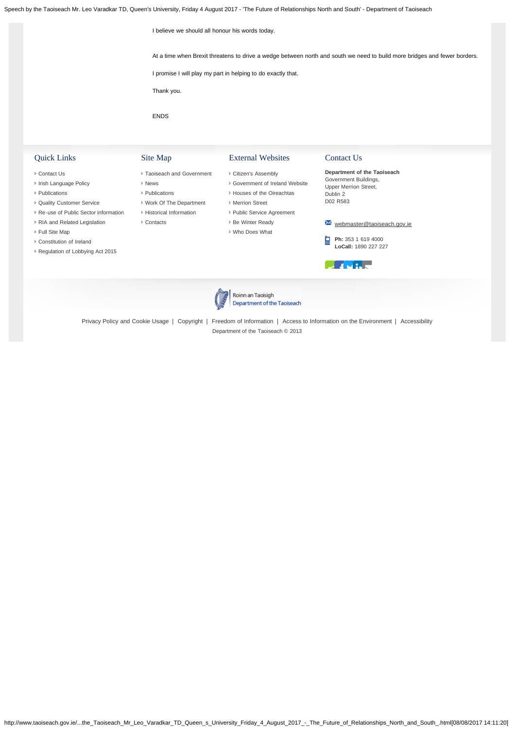I believe we should all honour his words today.

At a time when Brexit threatens to drive a wedge between north and south we need to build more bridges and fewer borders.

I promise I will play my part in helping to do exactly that.

Thank you.

ENDS

## Quick Links

- Contact Us
- Irish Language Policy
- Publications
- Quality Customer Service
- Re-use of Public Sector information
- RIA and Related Legislation
- Full Site Map
- Constitution of Ireland
- Regulation of Lobbying Act 2015

## Site Map

- Taoiseach and Government
- News
- Publications
- Work Of The Department
- Historical Information
- Contacts

## External Websites

- Citizen's Assembly
- Government of Ireland Website
- Houses of the Oireachtas
- Merrion Street
- Public Service Agreement
- Be Winter Ready
- Who Does What

## Contact Us

**Department of the Taoiseach**
Government Buildings,
Upper Merrion Street,
Dublin 2
D02 R583

webmaster@taoiseach.gov.ie

**Ph:** 353 1 619 4000
**LoCall:** 1890 227 227

Roinn an Taoisigh
Department of the Taoiseach

Privacy Policy and Cookie Usage | Copyright | Freedom of Information | Access to Information on the Environment | Accessibility

Department of the Taoiseach © 2013